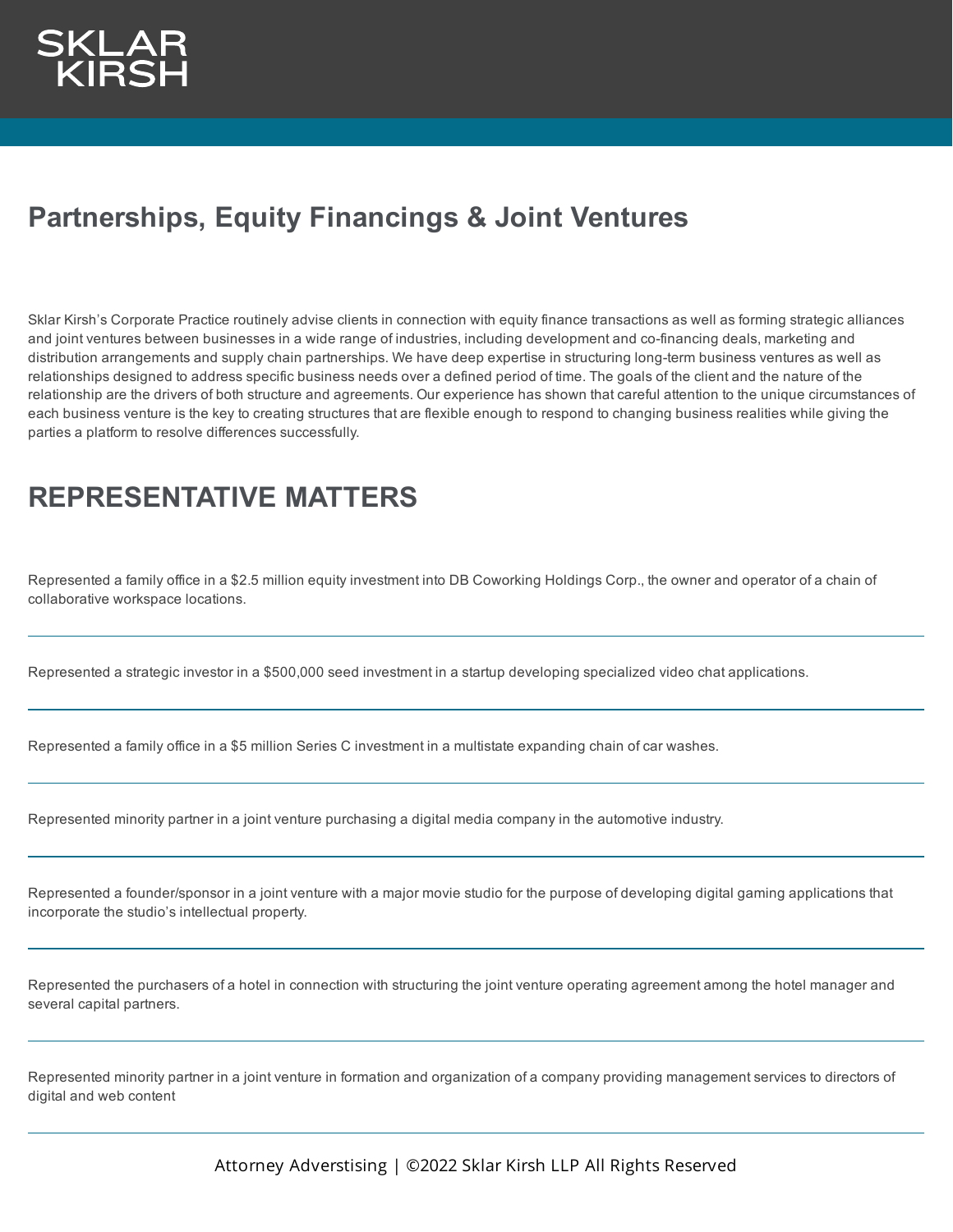SKLAR KIRSH

# Partnerships, Equity Financings & Joint Ventures

Sklar Kirsh's Corporate Practice routinely advise clients in connection with equity finance transactions as well as forming strategic alliances and joint ventures between businesses in a wide range of industries, including development and co-financing deals, marketing and distribution arrangements and supply chain partnerships. We have deep expertise in structuring long-term business ventures as well as relationships designed to address specific business needs over a defined period of time. The goals of the client and the nature of the relationship are the drivers of both structure and agreements. Our experience has shown that careful attention to the unique circumstances of each business venture is the key to creating structures that are flexible enough to respond to changing business realities while giving the parties a platform to resolve differences successfully.

## REPRESENTATIVE MATTERS

Represented a family office in a $2.5 million equity investment into DB Coworking Holdings Corp., the owner and operator of a chain of collaborative workspace locations.

---

Represented a strategic investor in a $500,000 seed investment in a startup developing specialized video chat applications.

---

Represented a family office in a $5 million Series C investment in a multistate expanding chain of car washes.

---

Represented minority partner in a joint venture purchasing a digital media company in the automotive industry.

---

Represented a founder/sponsor in a joint venture with a major movie studio for the purpose of developing digital gaming applications that incorporate the studio's intellectual property.

---

Represented the purchasers of a hotel in connection with structuring the joint venture operating agreement among the hotel manager and several capital partners.

---

Represented minority partner in a joint venture in formation and organization of a company providing management services to directors of digital and web content

---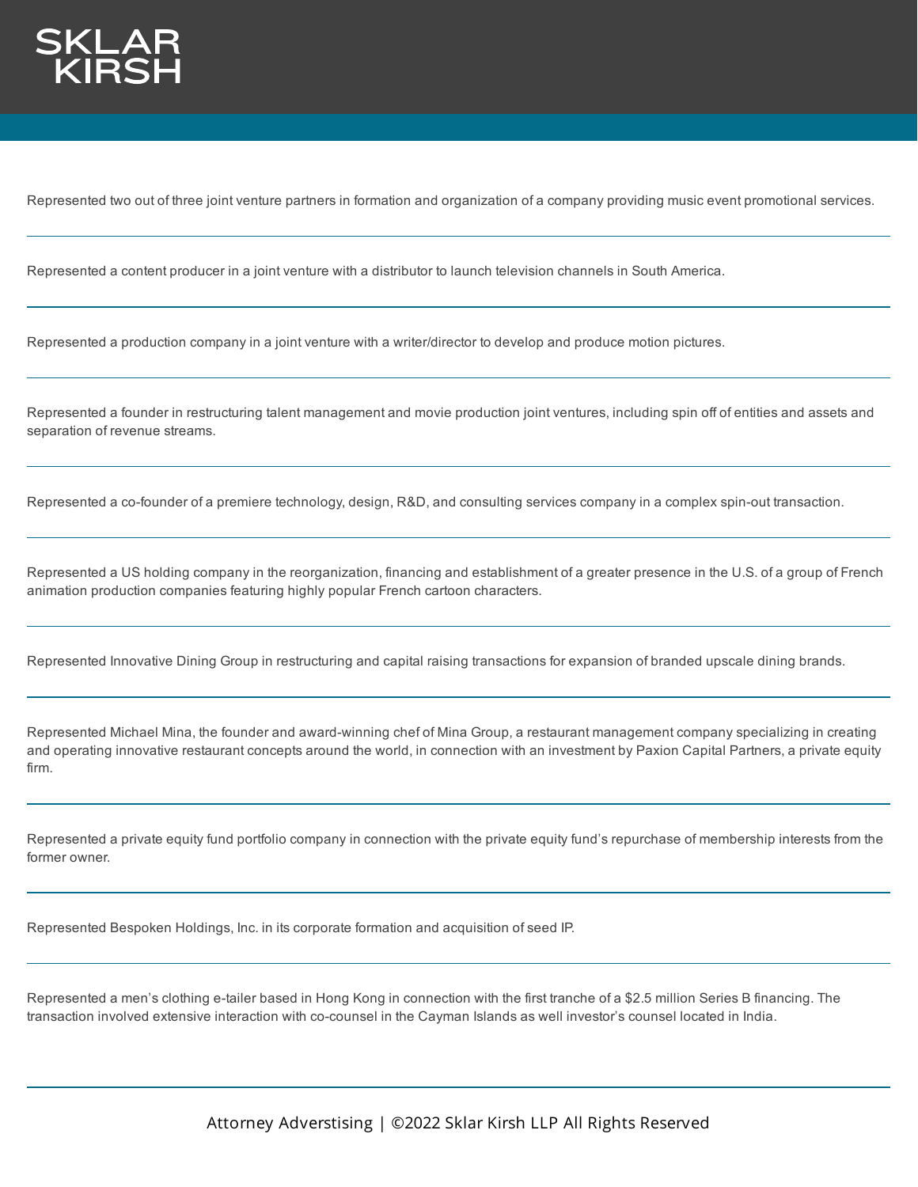Represented two out of three joint venture partners in formation and organization of a company providing music event promotional services.

---

Represented a content producer in a joint venture with a distributor to launch television channels in South America.

---

Represented a production company in a joint venture with a writer/director to develop and produce motion pictures.

---

Represented a founder in restructuring talent management and movie production joint ventures, including spin off of entities and assets and separation of revenue streams.

---

Represented a co-founder of a premiere technology, design, R&D, and consulting services company in a complex spin-out transaction.

---

Represented a US holding company in the reorganization, financing and establishment of a greater presence in the U.S. of a group of French animation production companies featuring highly popular French cartoon characters.

---

Represented Innovative Dining Group in restructuring and capital raising transactions for expansion of branded upscale dining brands.

---

Represented Michael Mina, the founder and award-winning chef of Mina Group, a restaurant management company specializing in creating and operating innovative restaurant concepts around the world, in connection with an investment by Paxion Capital Partners, a private equity firm.

---

Represented a private equity fund portfolio company in connection with the private equity fund's repurchase of membership interests from the former owner.

---

Represented Bespoken Holdings, Inc. in its corporate formation and acquisition of seed IP.

---

Represented a men's clothing e-tailer based in Hong Kong in connection with the first tranche of a $2.5 million Series B financing. The transaction involved extensive interaction with co-counsel in the Cayman Islands as well investor's counsel located in India.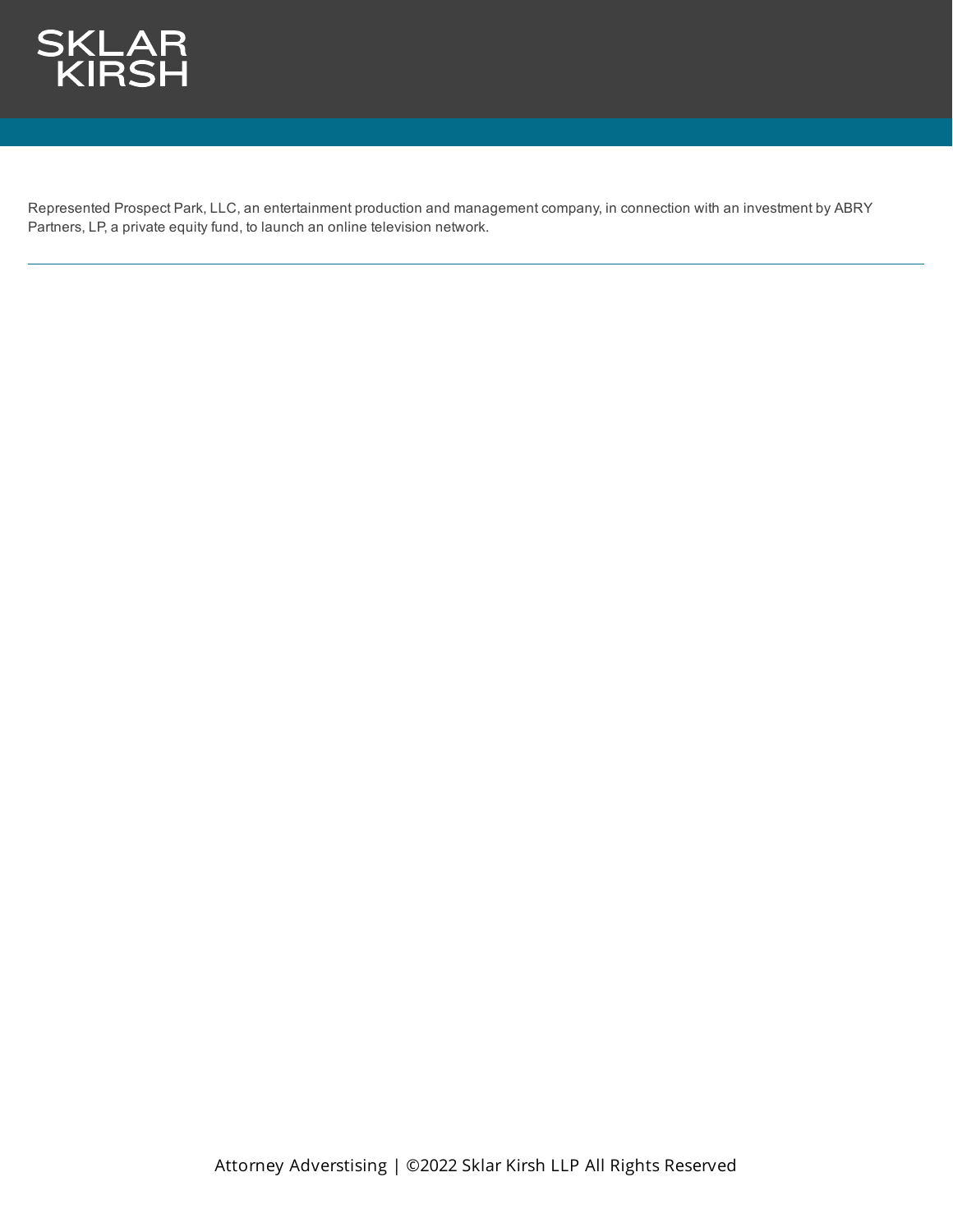Represented Prospect Park, LLC, an entertainment production and management company, in connection with an investment by ABRY Partners, LP, a private equity fund, to launch an online television network.

---